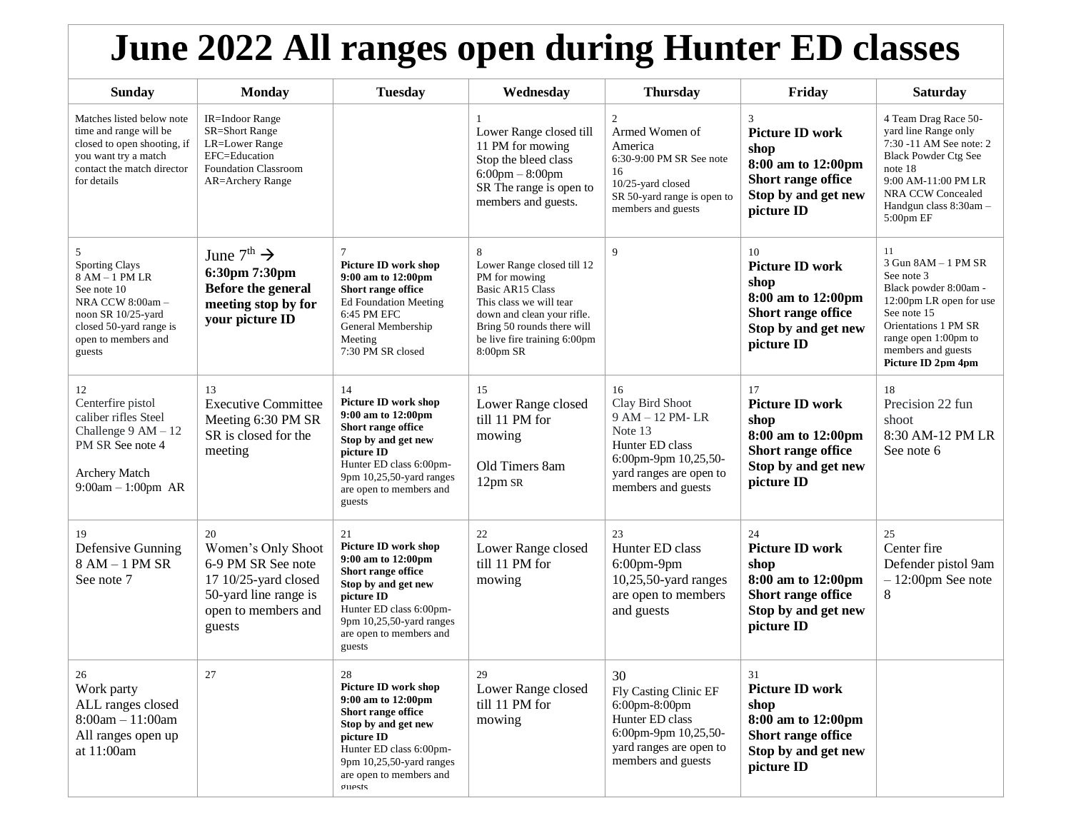# June 2022 All ranges open during Hunter ED classes

| Sunday | Monday | Tuesday | Wednesday | Thursday | Friday | Saturday |
|---|---|---|---|---|---|---|
| Matches listed below note time and range will be closed to open shooting, if you want try a match contact the match director for details | IR=Indoor Range<br>SR=Short Range<br>LR=Lower Range<br>EFC=Education Foundation Classroom<br>AR=Archery Range | | 1<br>Lower Range closed till 11 PM for mowing<br>Stop the bleed class 6:00pm – 8:00pm<br>SR The range is open to members and guests. | 2<br>Armed Women of America<br>6:30-9:00 PM SR See note 16<br>10/25-yard closed<br>SR 50-yard range is open to members and guests | 3<br>**Picture ID work shop**<br>**8:00 am to 12:00pm**<br>**Short range office**<br>**Stop by and get new picture ID** | 4 Team Drag Race 50-yard line Range only<br>7:30 -11 AM See note: 2<br>Black Powder Ctg See note 18<br>9:00 AM-11:00 PM LR<br>NRA CCW Concealed Handgun class 8:30am – 5:00pm EF |
| 5<br>Sporting Clays<br>8 AM – 1 PM LR<br>See note 10<br>NRA CCW 8:00am – noon SR 10/25-yard closed 50-yard range is open to members and guests | June 7th →<br>**6:30pm 7:30pm Before the general meeting stop by for your picture ID** | 7<br>**Picture ID work shop**<br>**9:00 am to 12:00pm**<br>**Short range office**<br>Ed Foundation Meeting 6:45 PM EFC<br>General Membership Meeting<br>7:30 PM SR closed | 8<br>Lower Range closed till 12 PM for mowing<br>Basic AR15 Class<br>This class we will tear down and clean your rifle. Bring 50 rounds there will be live fire training 6:00pm 8:00pm SR | 9 | 10<br>**Picture ID work shop**<br>**8:00 am to 12:00pm**<br>**Short range office**<br>**Stop by and get new picture ID** | 11<br>3 Gun 8AM – 1 PM SR See note 3<br>Black powder 8:00am - 12:00pm LR open for use See note 15<br>Orientations 1 PM SR range open 1:00pm to members and guests<br>**Picture ID 2pm 4pm** |
| 12<br>Centerfire pistol caliber rifles Steel Challenge 9 AM – 12 PM SR See note 4<br><br>Archery Match<br>9:00am – 1:00pm AR | 13<br>Executive Committee Meeting 6:30 PM SR<br>SR is closed for the meeting | 14<br>**Picture ID work shop**<br>**9:00 am to 12:00pm**<br>**Short range office**<br>**Stop by and get new picture ID**<br>Hunter ED class 6:00pm-9pm 10,25,50-yard ranges are open to members and guests | 15<br>Lower Range closed till 11 PM for mowing<br><br>Old Timers 8am 12pm SR | 16<br>Clay Bird Shoot<br>9 AM – 12 PM- LR<br>Note 13<br>Hunter ED class 6:00pm-9pm 10,25,50-yard ranges are open to members and guests | 17<br>**Picture ID work shop**<br>**8:00 am to 12:00pm**<br>**Short range office**<br>**Stop by and get new picture ID** | 18<br>Precision 22 fun shoot<br>8:30 AM-12 PM LR<br>See note 6 |
| 19<br>Defensive Gunning<br>8 AM – 1 PM SR<br>See note 7 | 20<br>Women's Only Shoot 6-9 PM SR See note 17 10/25-yard closed 50-yard line range is open to members and guests | 21<br>**Picture ID work shop**<br>**9:00 am to 12:00pm**<br>**Short range office**<br>**Stop by and get new picture ID**<br>Hunter ED class 6:00pm-9pm 10,25,50-yard ranges are open to members and guests | 22<br>Lower Range closed till 11 PM for mowing | 23<br>Hunter ED class 6:00pm-9pm 10,25,50-yard ranges are open to members and guests | 24<br>**Picture ID work shop**<br>**8:00 am to 12:00pm**<br>**Short range office**<br>**Stop by and get new picture ID** | 25<br>Center fire Defender pistol 9am – 12:00pm See note 8 |
| 26<br>Work party<br>ALL ranges closed 8:00am – 11:00am<br>All ranges open up at 11:00am | 27 | 28<br>**Picture ID work shop**<br>**9:00 am to 12:00pm**<br>**Short range office**<br>**Stop by and get new picture ID**<br>Hunter ED class 6:00pm-9pm 10,25,50-yard ranges are open to members and guests | 29<br>Lower Range closed till 11 PM for mowing | 30<br>Fly Casting Clinic EF 6:00pm-8:00pm<br>Hunter ED class 6:00pm-9pm 10,25,50-yard ranges are open to members and guests | 31<br>**Picture ID work shop**<br>**8:00 am to 12:00pm**<br>**Short range office**<br>**Stop by and get new picture ID** | |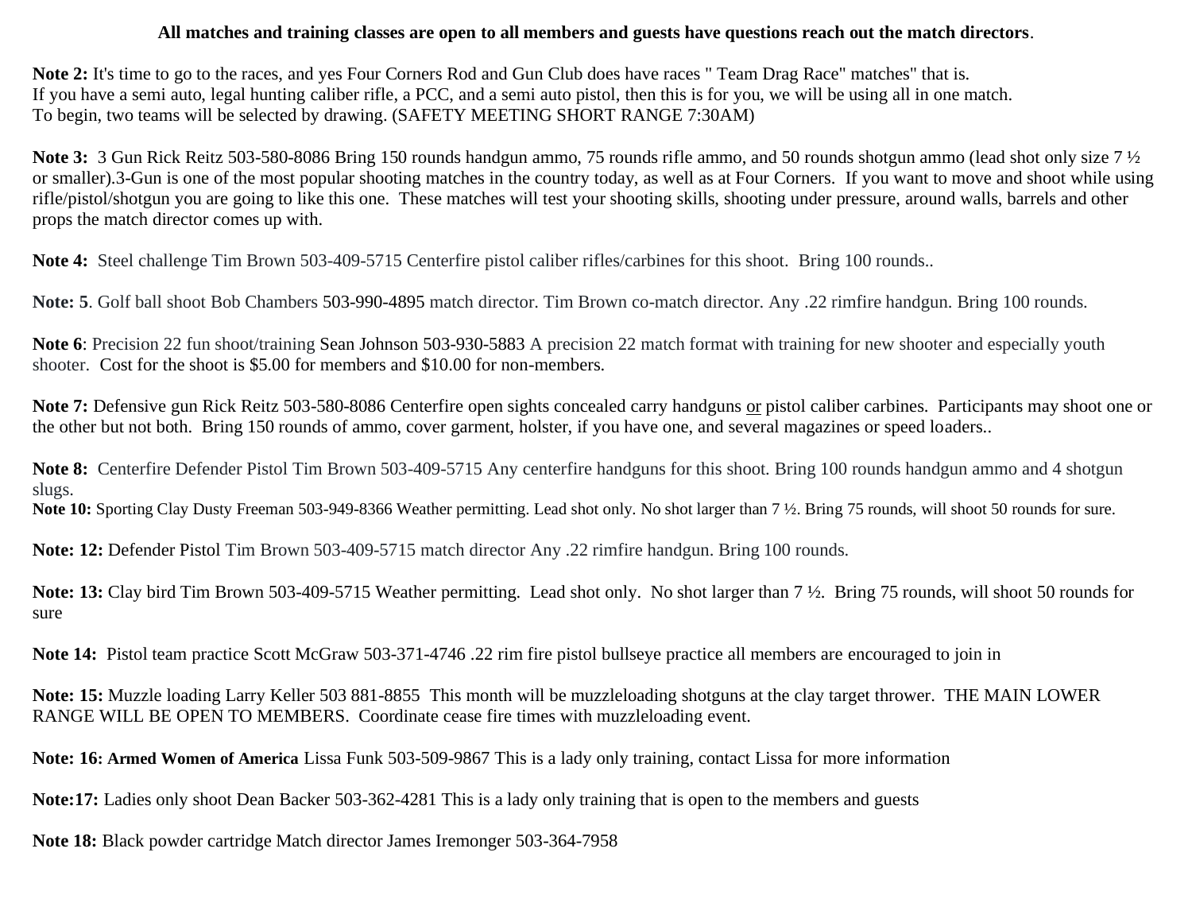**All matches and training classes are open to all members and guests have questions reach out the match directors**.

**Note 2:** It's time to go to the races, and yes Four Corners Rod and Gun Club does have races " Team Drag Race" matches" that is.
If you have a semi auto, legal hunting caliber rifle, a PCC, and a semi auto pistol, then this is for you, we will be using all in one match.
To begin, two teams will be selected by drawing. (SAFETY MEETING SHORT RANGE 7:30AM)

**Note 3:** 3 Gun Rick Reitz 503-580-8086 Bring 150 rounds handgun ammo, 75 rounds rifle ammo, and 50 rounds shotgun ammo (lead shot only size 7 ½ or smaller).3-Gun is one of the most popular shooting matches in the country today, as well as at Four Corners. If you want to move and shoot while using rifle/pistol/shotgun you are going to like this one. These matches will test your shooting skills, shooting under pressure, around walls, barrels and other props the match director comes up with.

**Note 4:** Steel challenge Tim Brown 503-409-5715 Centerfire pistol caliber rifles/carbines for this shoot. Bring 100 rounds..

**Note: 5**. Golf ball shoot Bob Chambers 503-990-4895 match director. Tim Brown co-match director. Any .22 rimfire handgun. Bring 100 rounds.

**Note 6**: Precision 22 fun shoot/training Sean Johnson 503-930-5883 A precision 22 match format with training for new shooter and especially youth shooter. Cost for the shoot is $5.00 for members and $10.00 for non-members.

**Note 7:** Defensive gun Rick Reitz 503-580-8086 Centerfire open sights concealed carry handguns or pistol caliber carbines. Participants may shoot one or the other but not both. Bring 150 rounds of ammo, cover garment, holster, if you have one, and several magazines or speed loaders..

**Note 8:** Centerfire Defender Pistol Tim Brown 503-409-5715 Any centerfire handguns for this shoot. Bring 100 rounds handgun ammo and 4 shotgun slugs.

**Note 10:** Sporting Clay Dusty Freeman 503-949-8366 Weather permitting. Lead shot only. No shot larger than 7 ½. Bring 75 rounds, will shoot 50 rounds for sure.

**Note: 12:** Defender Pistol Tim Brown 503-409-5715 match director Any .22 rimfire handgun. Bring 100 rounds.

**Note: 13:** Clay bird Tim Brown 503-409-5715 Weather permitting. Lead shot only. No shot larger than 7 ½. Bring 75 rounds, will shoot 50 rounds for sure

**Note 14:** Pistol team practice Scott McGraw 503-371-4746 .22 rim fire pistol bullseye practice all members are encouraged to join in

**Note: 15:** Muzzle loading Larry Keller 503 881-8855 This month will be muzzleloading shotguns at the clay target thrower. THE MAIN LOWER RANGE WILL BE OPEN TO MEMBERS. Coordinate cease fire times with muzzleloading event.

**Note: 16: Armed Women of America** Lissa Funk 503-509-9867 This is a lady only training, contact Lissa for more information

**Note:17:** Ladies only shoot Dean Backer 503-362-4281 This is a lady only training that is open to the members and guests

**Note 18:** Black powder cartridge Match director James Iremonger 503-364-7958